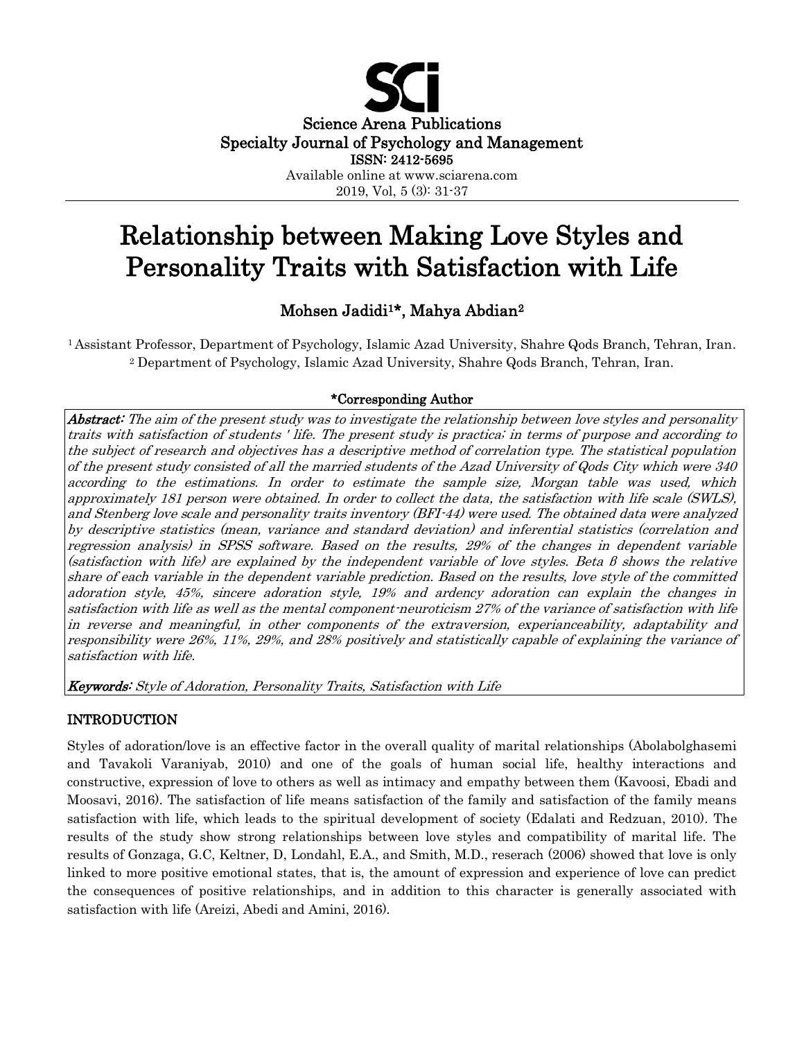Science Arena Publications
Specialty Journal of Psychology and Management
ISSN: 2412-5695
Available online at www.sciarena.com
2019, Vol, 5 (3): 31-37

# Relationship between Making Love Styles and Personality Traits with Satisfaction with Life

**Mohsen Jadidi[1]*, Mahya Abdian[2]**

[1] Assistant Professor, Department of Psychology, Islamic Azad University, Shahre Qods Branch, Tehran, Iran.
[2] Department of Psychology, Islamic Azad University, Shahre Qods Branch, Tehran, Iran.

**\*Corresponding Author**

***Abstract:*** *The aim of the present study was to investigate the relationship between love styles and personality traits with satisfaction of students ' life. The present study is practica; in terms of purpose and according to the subject of research and objectives has a descriptive method of correlation type. The statistical population of the present study consisted of all the married students of the Azad University of Qods City which were 340 according to the estimations. In order to estimate the sample size, Morgan table was used, which approximately 181 person were obtained. In order to collect the data, the satisfaction with life scale (SWLS), and Stenberg love scale and personality traits inventory (BFI-44) were used. The obtained data were analyzed by descriptive statistics (mean, variance and standard deviation) and inferential statistics (correlation and regression analysis) in SPSS software. Based on the results, 29% of the changes in dependent variable (satisfaction with life) are explained by the independent variable of love styles. Beta β shows the relative share of each variable in the dependent variable prediction. Based on the results, love style of the committed adoration style, 45%, sincere adoration style, 19% and ardency adoration can explain the changes in satisfaction with life as well as the mental component-neuroticism 27% of the variance of satisfaction with life in reverse and meaningful, in other components of the extraversion, experianceability, adaptability and responsibility were 26%, 11%, 29%, and 28% positively and statistically capable of explaining the variance of satisfaction with life.*

***Keywords:*** *Style of Adoration, Personality Traits, Satisfaction with Life*

## INTRODUCTION

Styles of adoration/love is an effective factor in the overall quality of marital relationships (Abolabolghasemi and Tavakoli Varaniyab, 2010) and one of the goals of human social life, healthy interactions and constructive, expression of love to others as well as intimacy and empathy between them (Kavoosi, Ebadi and Moosavi, 2016). The satisfaction of life means satisfaction of the family and satisfaction of the family means satisfaction with life, which leads to the spiritual development of society (Edalati and Redzuan, 2010). The results of the study show strong relationships between love styles and compatibility of marital life. The results of Gonzaga, G.C, Keltner, D, Londahl, E.A., and Smith, M.D., reserach (2006) showed that love is only linked to more positive emotional states, that is, the amount of expression and experience of love can predict the consequences of positive relationships, and in addition to this character is generally associated with satisfaction with life (Areizi, Abedi and Amini, 2016).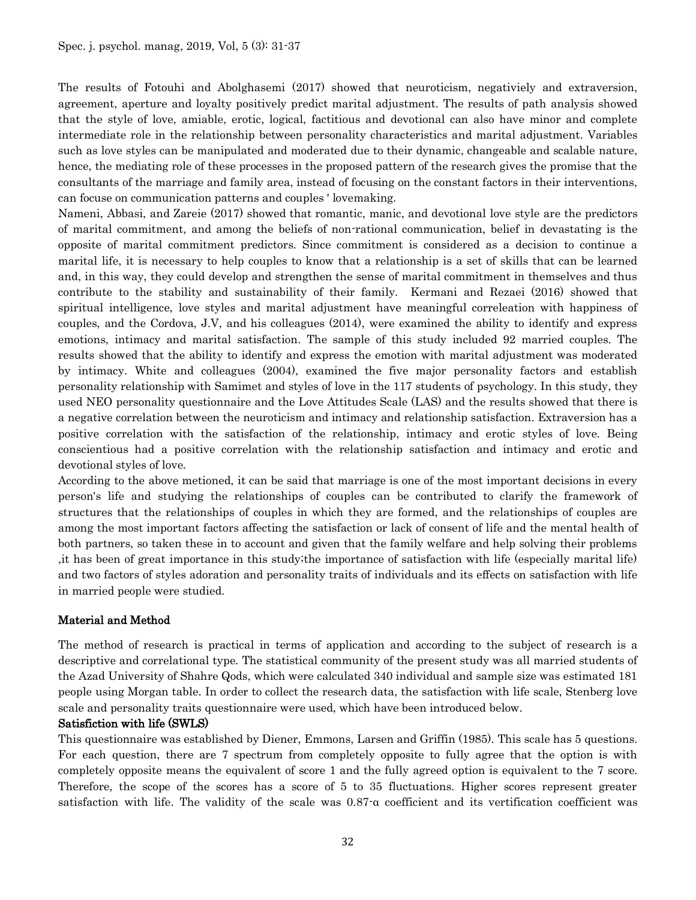The results of Fotouhi and Abolghasemi (2017) showed that neuroticism, negativiely and extraversion, agreement, aperture and loyalty positively predict marital adjustment. The results of path analysis showed that the style of love, amiable, erotic, logical, factitious and devotional can also have minor and complete intermediate role in the relationship between personality characteristics and marital adjustment. Variables such as love styles can be manipulated and moderated due to their dynamic, changeable and scalable nature, hence, the mediating role of these processes in the proposed pattern of the research gives the promise that the consultants of the marriage and family area, instead of focusing on the constant factors in their interventions, can focus on communication patterns and couples ' lovemaking.

Nameni, Abbasi, and Zareie (2017) showed that romantic, manic, and devotional love style are the predictors of marital commitment, and among the beliefs of non-rational communication, belief in devastating is the opposite of marital commitment predictors. Since commitment is considered as a decision to continue a marital life, it is necessary to help couples to know that a relationship is a set of skills that can be learned and, in this way, they could develop and strengthen the sense of marital commitment in themselves and thus contribute to the stability and sustainability of their family. Kermani and Rezaei (2016) showed that spiritual intelligence, love styles and marital adjustment have meaningful correleation with happiness of couples, and the Cordova, J.V, and his colleagues (2014), were examined the ability to identify and express emotions, intimacy and marital satisfaction. The sample of this study included 92 married couples. The results showed that the ability to identify and express the emotion with marital adjustment was moderated by intimacy. White and colleagues (2004), examined the five major personality factors and establish personality relationship with Samimet and styles of love in the 117 students of psychology. In this study, they used NEO personality questionnaire and the Love Attitudes Scale (LAS) and the results showed that there is a negative correlation between the neuroticism and intimacy and relationship satisfaction. Extraversion has a positive correlation with the satisfaction of the relationship, intimacy and erotic styles of love. Being conscientious had a positive correlation with the relationship satisfaction and intimacy and erotic and devotional styles of love.

According to the above metioned, it can be said that marriage is one of the most important decisions in every person's life and studying the relationships of couples can be contributed to clarify the framework of structures that the relationships of couples in which they are formed, and the relationships of couples are among the most important factors affecting the satisfaction or lack of consent of life and the mental health of both partners, so taken these in to account and given that the family welfare and help solving their problems ,it has been of great importance in this study;the importance of satisfaction with life (especially marital life) and two factors of styles adoration and personality traits of individuals and its effects on satisfaction with life in married people were studied.

## Material and Method

The method of research is practical in terms of application and according to the subject of research is a descriptive and correlational type. The statistical community of the present study was all married students of the Azad University of Shahre Qods, which were calculated 340 individual and sample size was estimated 181 people using Morgan table. In order to collect the research data, the satisfaction with life scale, Stenberg love scale and personality traits questionnaire were used, which have been introduced below.

### Satisfiction with life (SWLS)

This questionnaire was established by Diener, Emmons, Larsen and Griffin (1985). This scale has 5 questions. For each question, there are 7 spectrum from completely opposite to fully agree that the option is with completely opposite means the equivalent of score 1 and the fully agreed option is equivalent to the 7 score. Therefore, the scope of the scores has a score of 5 to 35 fluctuations. Higher scores represent greater satisfaction with life. The validity of the scale was 0.87-α coefficient and its vertification coefficient was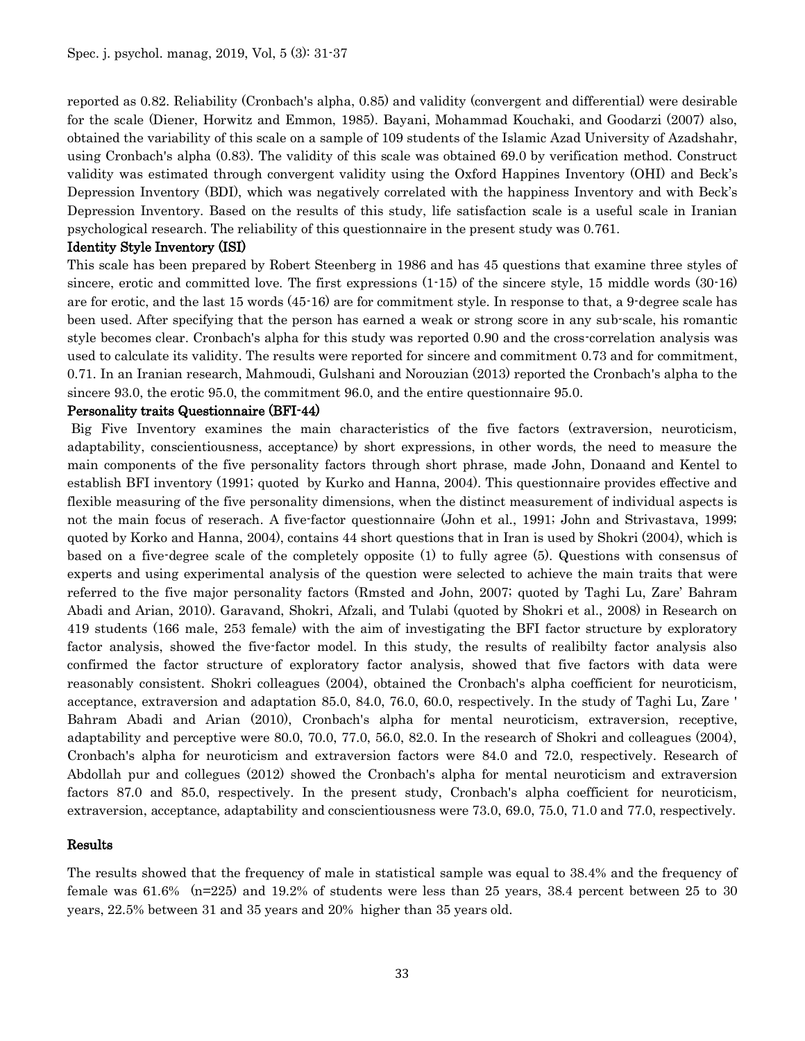reported as 0.82. Reliability (Cronbach's alpha, 0.85) and validity (convergent and differential) were desirable for the scale (Diener, Horwitz and Emmon, 1985). Bayani, Mohammad Kouchaki, and Goodarzi (2007) also, obtained the variability of this scale on a sample of 109 students of the Islamic Azad University of Azadshahr, using Cronbach's alpha (0.83). The validity of this scale was obtained 69.0 by verification method. Construct validity was estimated through convergent validity using the Oxford Happines Inventory (OHI) and Beck's Depression Inventory (BDI), which was negatively correlated with the happiness Inventory and with Beck's Depression Inventory. Based on the results of this study, life satisfaction scale is a useful scale in Iranian psychological research. The reliability of this questionnaire in the present study was 0.761.

### Identity Style Inventory (ISI)

This scale has been prepared by Robert Steenberg in 1986 and has 45 questions that examine three styles of sincere, erotic and committed love. The first expressions (1-15) of the sincere style, 15 middle words (30-16) are for erotic, and the last 15 words (45-16) are for commitment style. In response to that, a 9-degree scale has been used. After specifying that the person has earned a weak or strong score in any sub-scale, his romantic style becomes clear. Cronbach's alpha for this study was reported 0.90 and the cross-correlation analysis was used to calculate its validity. The results were reported for sincere and commitment 0.73 and for commitment, 0.71. In an Iranian research, Mahmoudi, Gulshani and Norouzian (2013) reported the Cronbach's alpha to the sincere 93.0, the erotic 95.0, the commitment 96.0, and the entire questionnaire 95.0.

### Personality traits Questionnaire (BFI-44)

Big Five Inventory examines the main characteristics of the five factors (extraversion, neuroticism, adaptability, conscientiousness, acceptance) by short expressions, in other words, the need to measure the main components of the five personality factors through short phrase, made John, Donaand and Kentel to establish BFI inventory (1991; quoted by Kurko and Hanna, 2004). This questionnaire provides effective and flexible measuring of the five personality dimensions, when the distinct measurement of individual aspects is not the main focus of reserach. A five-factor questionnaire (John et al., 1991; John and Strivastava, 1999; quoted by Korko and Hanna, 2004), contains 44 short questions that in Iran is used by Shokri (2004), which is based on a five-degree scale of the completely opposite (1) to fully agree (5). Questions with consensus of experts and using experimental analysis of the question were selected to achieve the main traits that were referred to the five major personality factors (Rmsted and John, 2007; quoted by Taghi Lu, Zare' Bahram Abadi and Arian, 2010). Garavand, Shokri, Afzali, and Tulabi (quoted by Shokri et al., 2008) in Research on 419 students (166 male, 253 female) with the aim of investigating the BFI factor structure by exploratory factor analysis, showed the five-factor model. In this study, the results of realibilty factor analysis also confirmed the factor structure of exploratory factor analysis, showed that five factors with data were reasonably consistent. Shokri colleagues (2004), obtained the Cronbach's alpha coefficient for neuroticism, acceptance, extraversion and adaptation 85.0, 84.0, 76.0, 60.0, respectively. In the study of Taghi Lu, Zare ' Bahram Abadi and Arian (2010), Cronbach's alpha for mental neuroticism, extraversion, receptive, adaptability and perceptive were 80.0, 70.0, 77.0, 56.0, 82.0. In the research of Shokri and colleagues (2004), Cronbach's alpha for neuroticism and extraversion factors were 84.0 and 72.0, respectively. Research of Abdollah pur and collegues (2012) showed the Cronbach's alpha for mental neuroticism and extraversion factors 87.0 and 85.0, respectively. In the present study, Cronbach's alpha coefficient for neuroticism, extraversion, acceptance, adaptability and conscientiousness were 73.0, 69.0, 75.0, 71.0 and 77.0, respectively.

## Results

The results showed that the frequency of male in statistical sample was equal to 38.4% and the frequency of female was 61.6% (n=225) and 19.2% of students were less than 25 years, 38.4 percent between 25 to 30 years, 22.5% between 31 and 35 years and 20% higher than 35 years old.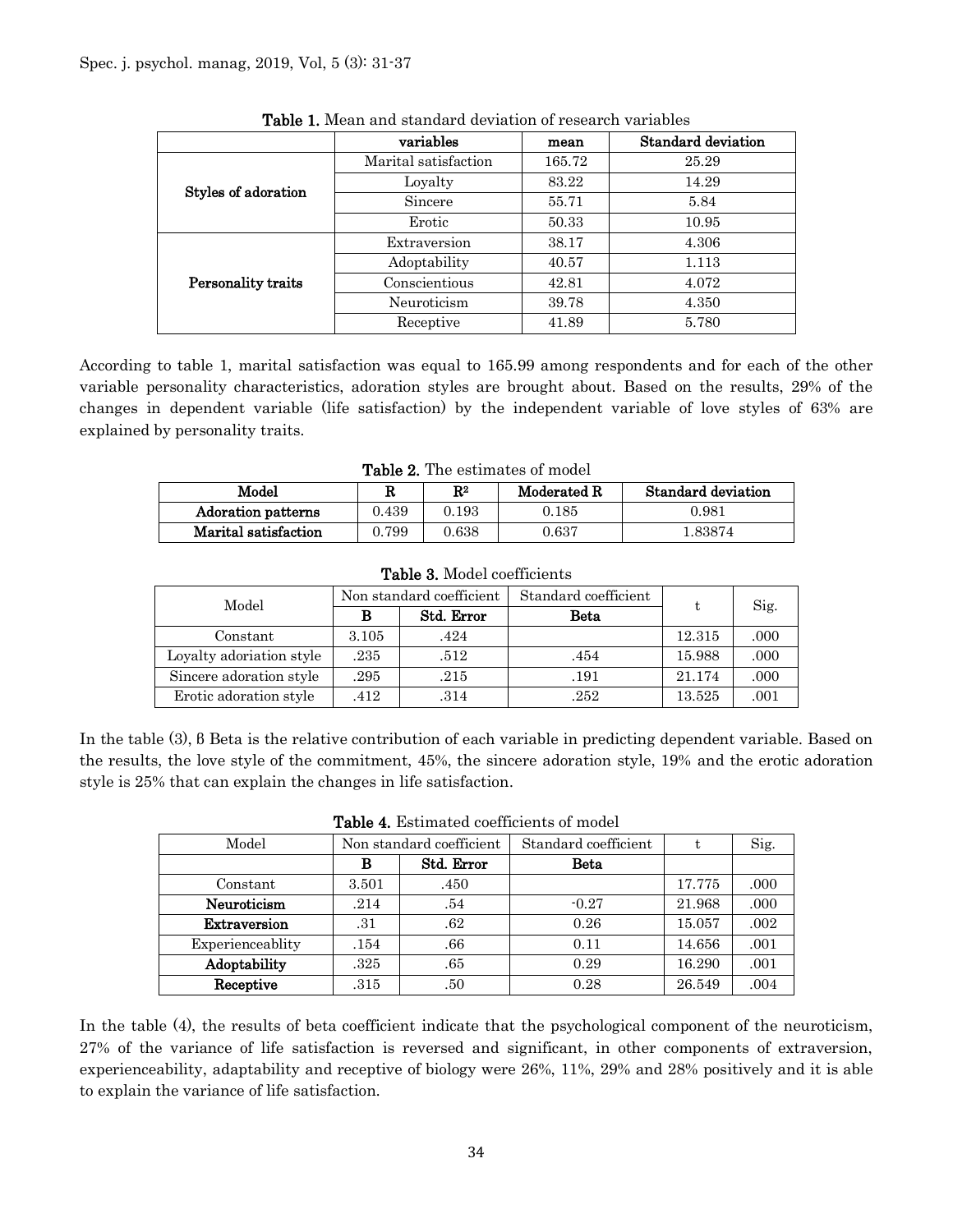**Table 1.** Mean and standard deviation of research variables

| | variables | mean | Standard deviation |
|---|---|---|---|
| **Styles of adoration** | Marital satisfaction | 165.72 | 25.29 |
| | Loyalty | 83.22 | 14.29 |
| | Sincere | 55.71 | 5.84 |
| | Erotic | 50.33 | 10.95 |
| **Personality traits** | Extraversion | 38.17 | 4.306 |
| | Adoptability | 40.57 | 1.113 |
| | Conscientious | 42.81 | 4.072 |
| | Neuroticism | 39.78 | 4.350 |
| | Receptive | 41.89 | 5.780 |

According to table 1, marital satisfaction was equal to 165.99 among respondents and for each of the other variable personality characteristics, adoration styles are brought about. Based on the results, 29% of the changes in dependent variable (life satisfaction) by the independent variable of love styles of 63% are explained by personality traits.

**Table 2.** The estimates of model

| Model | R | $R^2$ | Moderated R | Standard deviation |
|---|---|---|---|---|
| **Adoration patterns** | 0.439 | 0.193 | 0.185 | 0.981 |
| **Marital satisfaction** | 0.799 | 0.638 | 0.637 | 1.83874 |

**Table 3.** Model coefficients

| Model | Non standard coefficient | | Standard coefficient | t | Sig. |
|---|---|---|---|---|---|
| | **B** | **Std. Error** | **Beta** | | |
| Constant | 3.105 | .424 | | 12.315 | .000 |
| Loyalty adoration style | .235 | .512 | .454 | 15.988 | .000 |
| Sincere adoration style | .295 | .215 | .191 | 21.174 | .000 |
| Erotic adoration style | .412 | .314 | .252 | 13.525 | .001 |

In the table (3), β Beta is the relative contribution of each variable in predicting dependent variable. Based on the results, the love style of the commitment, 45%, the sincere adoration style, 19% and the erotic adoration style is 25% that can explain the changes in life satisfaction.

**Table 4.** Estimated coefficients of model

| Model | Non standard coefficient | | Standard coefficient | t | Sig. |
|---|---|---|---|---|---|
| | **B** | **Std. Error** | **Beta** | | |
| Constant | 3.501 | .450 | | 17.775 | .000 |
| **Neuroticism** | .214 | .54 | -0.27 | 21.968 | .000 |
| **Extraversion** | .31 | .62 | 0.26 | 15.057 | .002 |
| Experienceablity | .154 | .66 | 0.11 | 14.656 | .001 |
| **Adoptability** | .325 | .65 | 0.29 | 16.290 | .001 |
| **Receptive** | .315 | .50 | 0.28 | 26.549 | .004 |

In the table (4), the results of beta coefficient indicate that the psychological component of the neuroticism, 27% of the variance of life satisfaction is reversed and significant, in other components of extraversion, experienceability, adaptability and receptive of biology were 26%, 11%, 29% and 28% positively and it is able to explain the variance of life satisfaction.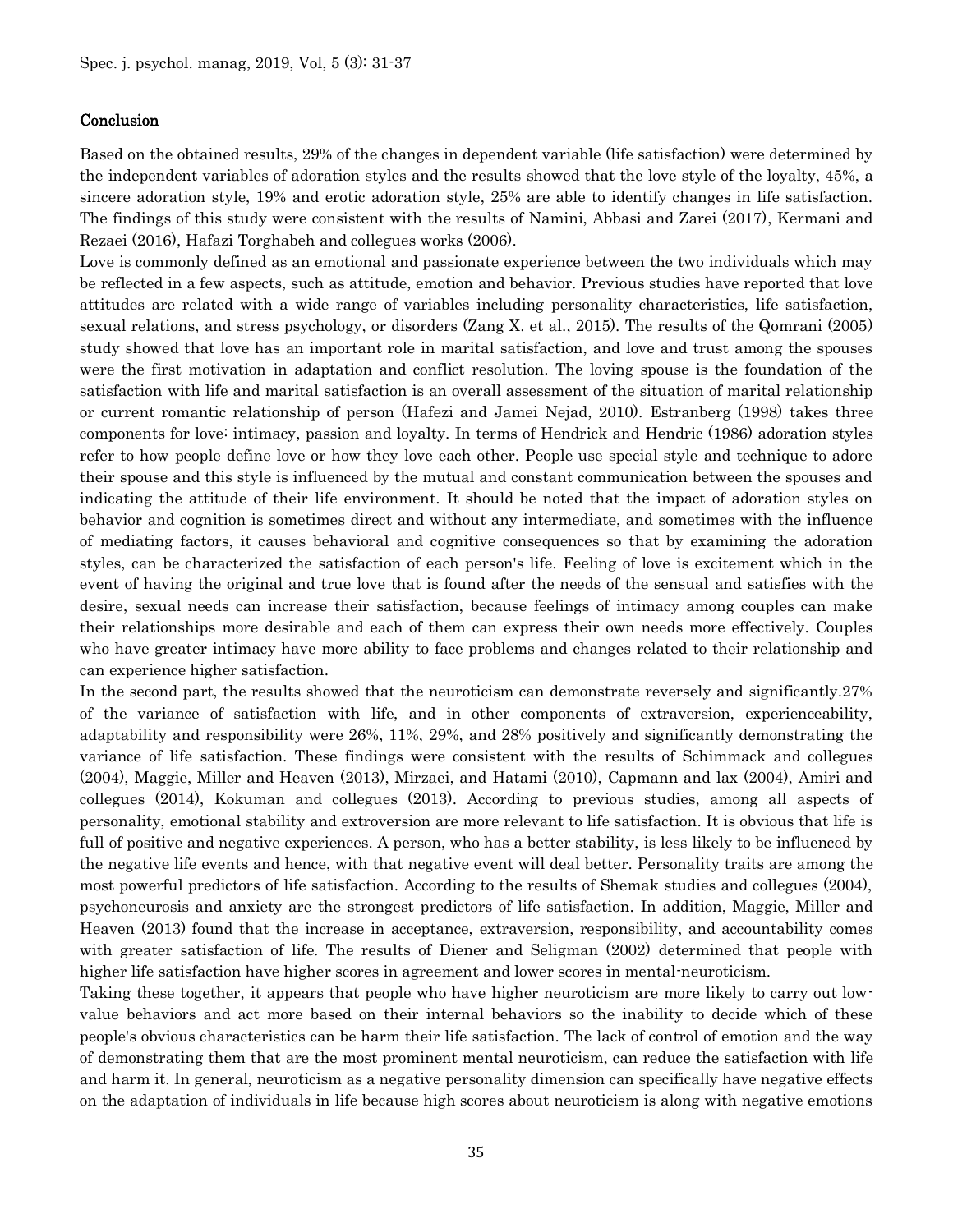## Conclusion

Based on the obtained results, 29% of the changes in dependent variable (life satisfaction) were determined by the independent variables of adoration styles and the results showed that the love style of the loyalty, 45%, a sincere adoration style, 19% and erotic adoration style, 25% are able to identify changes in life satisfaction. The findings of this study were consistent with the results of Namini, Abbasi and Zarei (2017), Kermani and Rezaei (2016), Hafazi Torghabeh and collegues works (2006).

Love is commonly defined as an emotional and passionate experience between the two individuals which may be reflected in a few aspects, such as attitude, emotion and behavior. Previous studies have reported that love attitudes are related with a wide range of variables including personality characteristics, life satisfaction, sexual relations, and stress psychology, or disorders (Zang X. et al., 2015). The results of the Qomrani (2005) study showed that love has an important role in marital satisfaction, and love and trust among the spouses were the first motivation in adaptation and conflict resolution. The loving spouse is the foundation of the satisfaction with life and marital satisfaction is an overall assessment of the situation of marital relationship or current romantic relationship of person (Hafezi and Jamei Nejad, 2010). Estranberg (1998) takes three components for love: intimacy, passion and loyalty. In terms of Hendrick and Hendric (1986) adoration styles refer to how people define love or how they love each other. People use special style and technique to adore their spouse and this style is influenced by the mutual and constant communication between the spouses and indicating the attitude of their life environment. It should be noted that the impact of adoration styles on behavior and cognition is sometimes direct and without any intermediate, and sometimes with the influence of mediating factors, it causes behavioral and cognitive consequences so that by examining the adoration styles, can be characterized the satisfaction of each person's life. Feeling of love is excitement which in the event of having the original and true love that is found after the needs of the sensual and satisfies with the desire, sexual needs can increase their satisfaction, because feelings of intimacy among couples can make their relationships more desirable and each of them can express their own needs more effectively. Couples who have greater intimacy have more ability to face problems and changes related to their relationship and can experience higher satisfaction.

In the second part, the results showed that the neuroticism can demonstrate reversely and significantly.27% of the variance of satisfaction with life, and in other components of extraversion, experienceability, adaptability and responsibility were 26%, 11%, 29%, and 28% positively and significantly demonstrating the variance of life satisfaction. These findings were consistent with the results of Schimmack and collegues (2004), Maggie, Miller and Heaven (2013), Mirzaei, and Hatami (2010), Capmann and lax (2004), Amiri and collegues (2014), Kokuman and collegues (2013). According to previous studies, among all aspects of personality, emotional stability and extroversion are more relevant to life satisfaction. It is obvious that life is full of positive and negative experiences. A person, who has a better stability, is less likely to be influenced by the negative life events and hence, with that negative event will deal better. Personality traits are among the most powerful predictors of life satisfaction. According to the results of Shemak studies and collegues (2004), psychoneurosis and anxiety are the strongest predictors of life satisfaction. In addition, Maggie, Miller and Heaven (2013) found that the increase in acceptance, extraversion, responsibility, and accountability comes with greater satisfaction of life. The results of Diener and Seligman (2002) determined that people with higher life satisfaction have higher scores in agreement and lower scores in mental-neuroticism.

Taking these together, it appears that people who have higher neuroticism are more likely to carry out low-value behaviors and act more based on their internal behaviors so the inability to decide which of these people's obvious characteristics can be harm their life satisfaction. The lack of control of emotion and the way of demonstrating them that are the most prominent mental neuroticism, can reduce the satisfaction with life and harm it. In general, neuroticism as a negative personality dimension can specifically have negative effects on the adaptation of individuals in life because high scores about neuroticism is along with negative emotions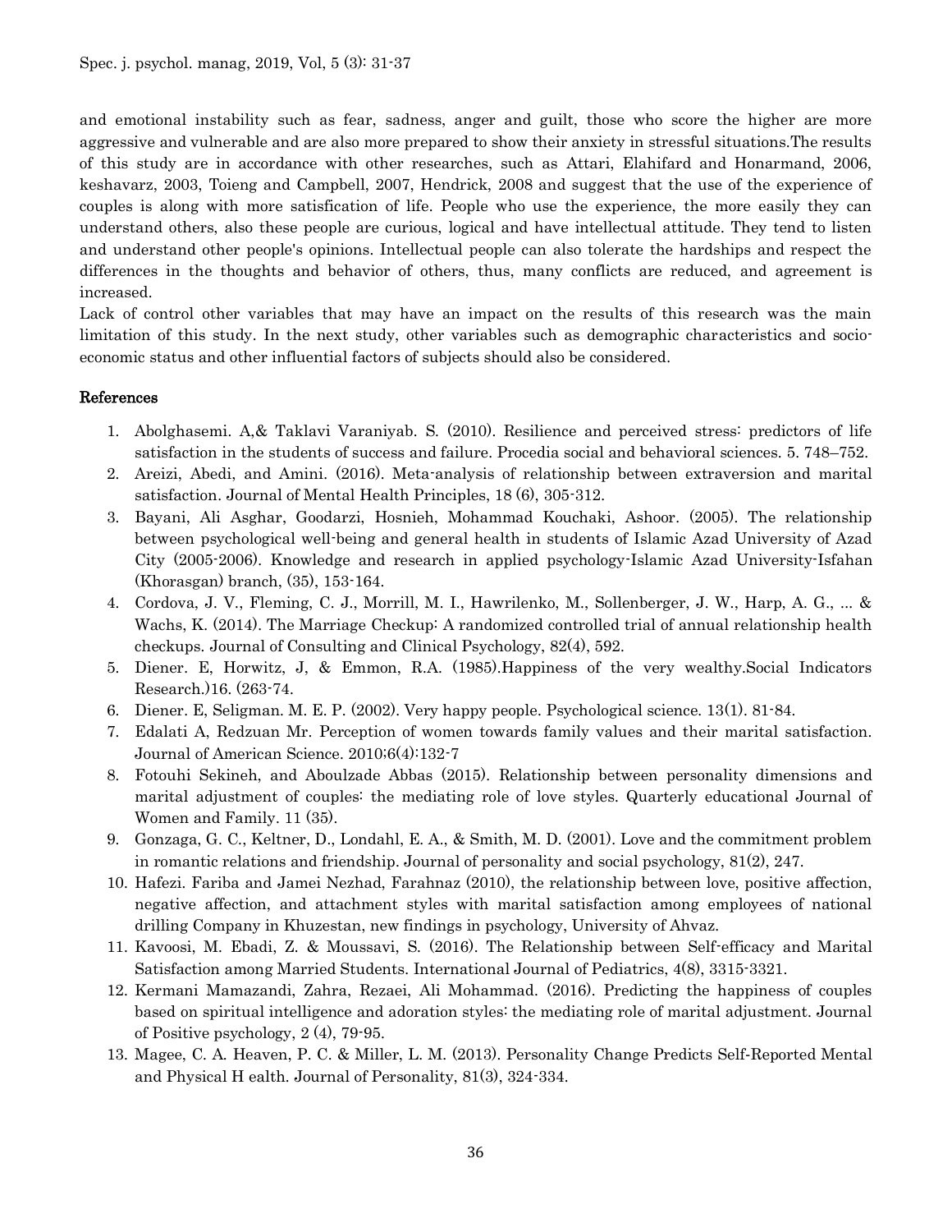and emotional instability such as fear, sadness, anger and guilt, those who score the higher are more aggressive and vulnerable and are also more prepared to show their anxiety in stressful situations.The results of this study are in accordance with other researches, such as Attari, Elahifard and Honarmand, 2006, keshavarz, 2003, Toieng and Campbell, 2007, Hendrick, 2008 and suggest that the use of the experience of couples is along with more satisfication of life. People who use the experience, the more easily they can understand others, also these people are curious, logical and have intellectual attitude. They tend to listen and understand other people's opinions. Intellectual people can also tolerate the hardships and respect the differences in the thoughts and behavior of others, thus, many conflicts are reduced, and agreement is increased.

Lack of control other variables that may have an impact on the results of this research was the main limitation of this study. In the next study, other variables such as demographic characteristics and socio-economic status and other influential factors of subjects should also be considered.

## References

1. Abolghasemi. A,& Taklavi Varaniyab. S. (2010). Resilience and perceived stress: predictors of life satisfaction in the students of success and failure. Procedia social and behavioral sciences. 5. 748–752.
2. Areizi, Abedi, and Amini. (2016). Meta-analysis of relationship between extraversion and marital satisfaction. Journal of Mental Health Principles, 18 (6), 305-312.
3. Bayani, Ali Asghar, Goodarzi, Hosnieh, Mohammad Kouchaki, Ashoor. (2005). The relationship between psychological well-being and general health in students of Islamic Azad University of Azad City (2005-2006). Knowledge and research in applied psychology-Islamic Azad University-Isfahan (Khorasgan) branch, (35), 153-164.
4. Cordova, J. V., Fleming, C. J., Morrill, M. I., Hawrilenko, M., Sollenberger, J. W., Harp, A. G., ... & Wachs, K. (2014). The Marriage Checkup: A randomized controlled trial of annual relationship health checkups. Journal of Consulting and Clinical Psychology, 82(4), 592.
5. Diener. E, Horwitz, J, & Emmon, R.A. (1985).Happiness of the very wealthy.Social Indicators Research.)16. (263-74.
6. Diener. E, Seligman. M. E. P. (2002). Very happy people. Psychological science. 13(1). 81-84.
7. Edalati A, Redzuan Mr. Perception of women towards family values and their marital satisfaction. Journal of American Science. 2010;6(4):132-7
8. Fotouhi Sekineh, and Aboulzade Abbas (2015). Relationship between personality dimensions and marital adjustment of couples: the mediating role of love styles. Quarterly educational Journal of Women and Family. 11 (35).
9. Gonzaga, G. C., Keltner, D., Londahl, E. A., & Smith, M. D. (2001). Love and the commitment problem in romantic relations and friendship. Journal of personality and social psychology, 81(2), 247.
10. Hafezi. Fariba and Jamei Nezhad, Farahnaz (2010), the relationship between love, positive affection, negative affection, and attachment styles with marital satisfaction among employees of national drilling Company in Khuzestan, new findings in psychology, University of Ahvaz.
11. Kavoosi, M. Ebadi, Z. & Moussavi, S. (2016). The Relationship between Self-efficacy and Marital Satisfaction among Married Students. International Journal of Pediatrics, 4(8), 3315-3321.
12. Kermani Mamazandi, Zahra, Rezaei, Ali Mohammad. (2016). Predicting the happiness of couples based on spiritual intelligence and adoration styles: the mediating role of marital adjustment. Journal of Positive psychology, 2 (4), 79-95.
13. Magee, C. A. Heaven, P. C. & Miller, L. M. (2013). Personality Change Predicts Self-Reported Mental and Physical H ealth. Journal of Personality, 81(3), 324-334.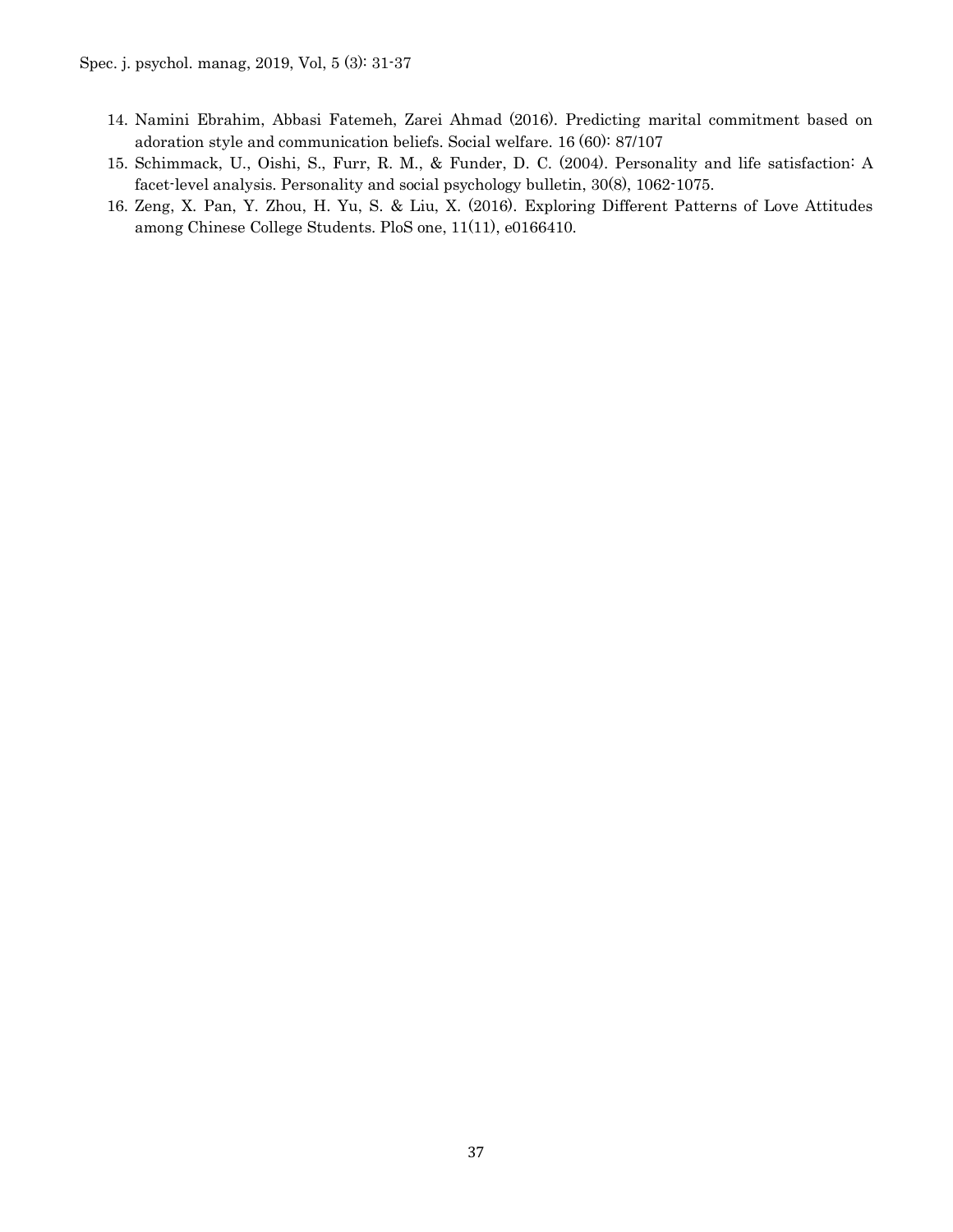14. Namini Ebrahim, Abbasi Fatemeh, Zarei Ahmad (2016). Predicting marital commitment based on adoration style and communication beliefs. Social welfare. 16 (60): 87/107
15. Schimmack, U., Oishi, S., Furr, R. M., & Funder, D. C. (2004). Personality and life satisfaction: A facet-level analysis. Personality and social psychology bulletin, 30(8), 1062-1075.
16. Zeng, X. Pan, Y. Zhou, H. Yu, S. & Liu, X. (2016). Exploring Different Patterns of Love Attitudes among Chinese College Students. PloS one, 11(11), e0166410.